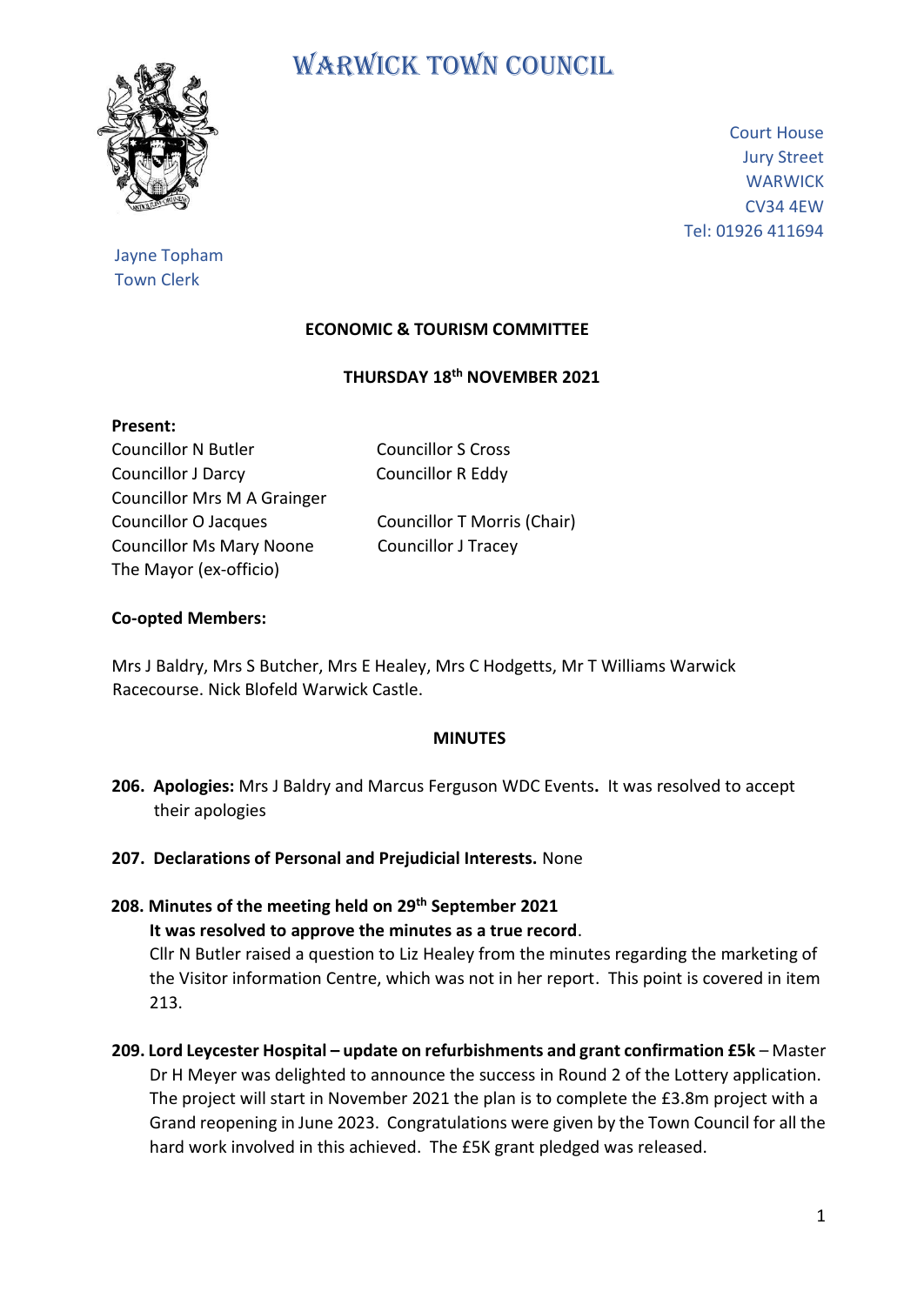# WARWICK TOWN COUNCIL

Court House
Jury Street
WARWICK
CV34 4EW
Tel: 01926 411694

Jayne Topham
Town Clerk

## ECONOMIC & TOURISM COMMITTEE

### THURSDAY 18th NOVEMBER 2021

**Present:**

Councillor N Butler
Councillor J Darcy
Councillor Mrs M A Grainger
Councillor O Jacques
Councillor Ms Mary Noone
The Mayor (ex-officio)
Councillor S Cross
Councillor R Eddy
Councillor T Morris (Chair)
Councillor J Tracey

**Co-opted Members:**

Mrs J Baldry, Mrs S Butcher, Mrs E Healey, Mrs C Hodgetts, Mr T Williams Warwick Racecourse. Nick Blofeld Warwick Castle.

### MINUTES

**206. Apologies:** Mrs J Baldry and Marcus Ferguson WDC Events**.** It was resolved to accept their apologies

**207. Declarations of Personal and Prejudicial Interests.** None

**208. Minutes of the meeting held on 29th September 2021**
**It was resolved to approve the minutes as a true record**.
Cllr N Butler raised a question to Liz Healey from the minutes regarding the marketing of the Visitor information Centre, which was not in her report. This point is covered in item 213.

**209. Lord Leycester Hospital – update on refurbishments and grant confirmation £5k** – Master Dr H Meyer was delighted to announce the success in Round 2 of the Lottery application. The project will start in November 2021 the plan is to complete the £3.8m project with a Grand reopening in June 2023. Congratulations were given by the Town Council for all the hard work involved in this achieved. The £5K grant pledged was released.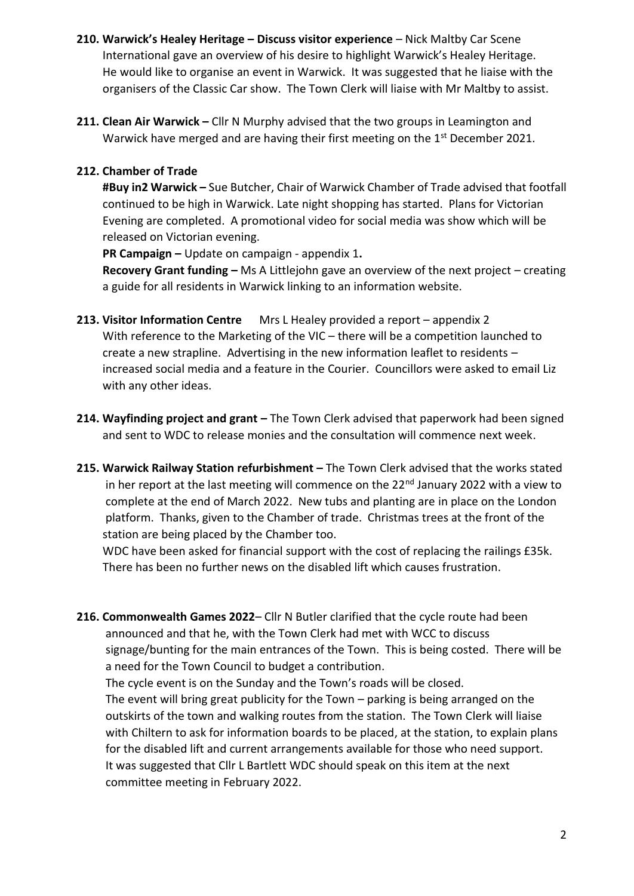**210. Warwick's Healey Heritage – Discuss visitor experience** – Nick Maltby Car Scene International gave an overview of his desire to highlight Warwick's Healey Heritage. He would like to organise an event in Warwick. It was suggested that he liaise with the organisers of the Classic Car show. The Town Clerk will liaise with Mr Maltby to assist.

**211. Clean Air Warwick –** Cllr N Murphy advised that the two groups in Leamington and Warwick have merged and are having their first meeting on the 1st December 2021.

**212. Chamber of Trade**

**#Buy in2 Warwick –** Sue Butcher, Chair of Warwick Chamber of Trade advised that footfall continued to be high in Warwick. Late night shopping has started. Plans for Victorian Evening are completed. A promotional video for social media was show which will be released on Victorian evening.

**PR Campaign –** Update on campaign - appendix 1**.**

**Recovery Grant funding –** Ms A Littlejohn gave an overview of the next project – creating a guide for all residents in Warwick linking to an information website.

**213. Visitor Information Centre** Mrs L Healey provided a report – appendix 2
With reference to the Marketing of the VIC – there will be a competition launched to create a new strapline. Advertising in the new information leaflet to residents – increased social media and a feature in the Courier. Councillors were asked to email Liz with any other ideas.

**214. Wayfinding project and grant –** The Town Clerk advised that paperwork had been signed and sent to WDC to release monies and the consultation will commence next week.

**215. Warwick Railway Station refurbishment –** The Town Clerk advised that the works stated in her report at the last meeting will commence on the 22nd January 2022 with a view to complete at the end of March 2022. New tubs and planting are in place on the London platform. Thanks, given to the Chamber of trade. Christmas trees at the front of the station are being placed by the Chamber too.
WDC have been asked for financial support with the cost of replacing the railings £35k. There has been no further news on the disabled lift which causes frustration.

**216. Commonwealth Games 2022**– Cllr N Butler clarified that the cycle route had been announced and that he, with the Town Clerk had met with WCC to discuss signage/bunting for the main entrances of the Town. This is being costed. There will be a need for the Town Council to budget a contribution.
The cycle event is on the Sunday and the Town's roads will be closed.
The event will bring great publicity for the Town – parking is being arranged on the outskirts of the town and walking routes from the station. The Town Clerk will liaise with Chiltern to ask for information boards to be placed, at the station, to explain plans for the disabled lift and current arrangements available for those who need support.
It was suggested that Cllr L Bartlett WDC should speak on this item at the next committee meeting in February 2022.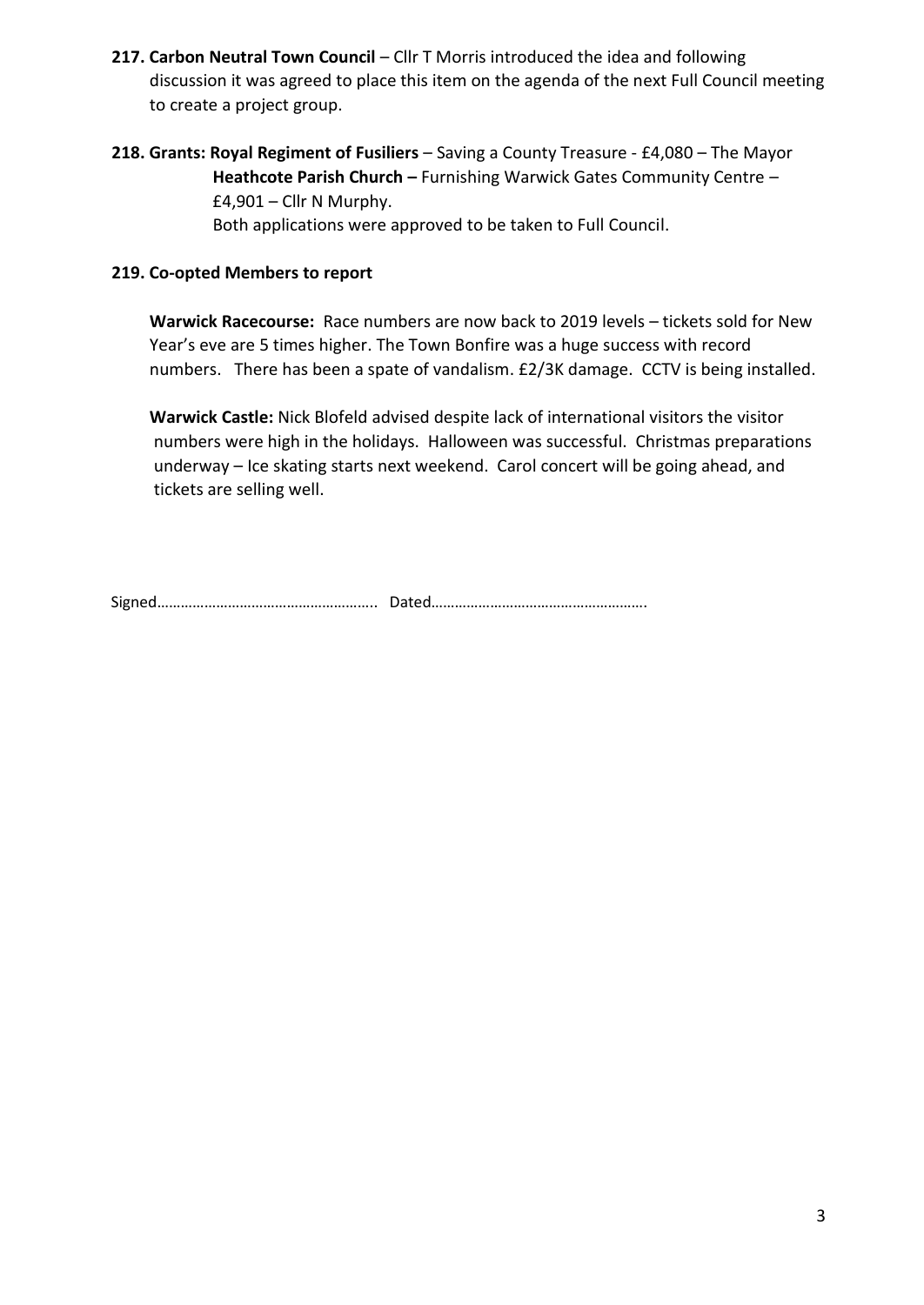**217. Carbon Neutral Town Council** – Cllr T Morris introduced the idea and following discussion it was agreed to place this item on the agenda of the next Full Council meeting to create a project group.

**218. Grants: Royal Regiment of Fusiliers** – Saving a County Treasure - £4,080 – The Mayor
**Heathcote Parish Church –** Furnishing Warwick Gates Community Centre – £4,901 – Cllr N Murphy.
Both applications were approved to be taken to Full Council.

**219. Co-opted Members to report**

**Warwick Racecourse:** Race numbers are now back to 2019 levels – tickets sold for New Year's eve are 5 times higher. The Town Bonfire was a huge success with record numbers. There has been a spate of vandalism. £2/3K damage. CCTV is being installed.

**Warwick Castle:** Nick Blofeld advised despite lack of international visitors the visitor numbers were high in the holidays. Halloween was successful. Christmas preparations underway – Ice skating starts next weekend. Carol concert will be going ahead, and tickets are selling well.

Signed……………………………………………….. Dated……………………………………………….